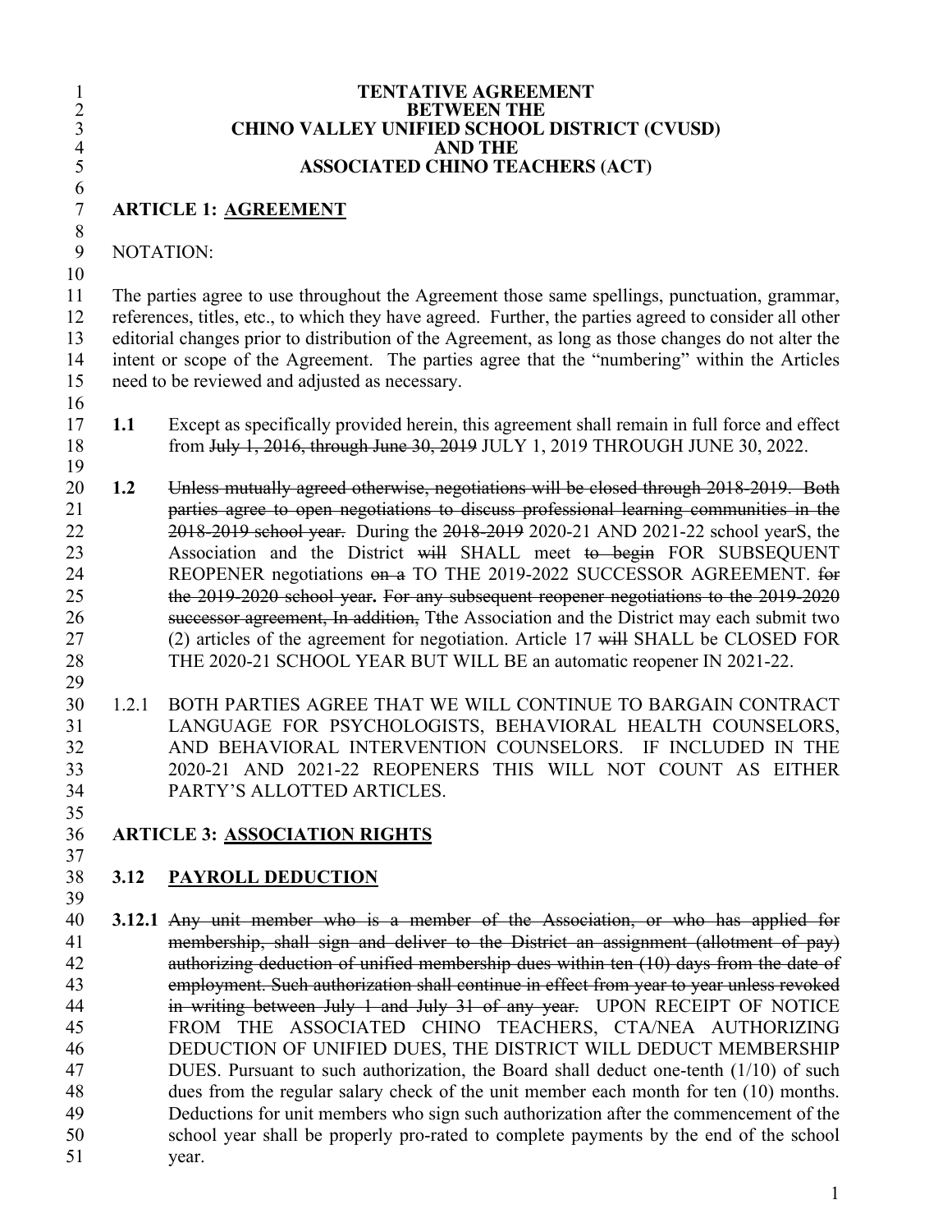**TENTATIVE AGREEMENT**
**BETWEEN THE**
**CHINO VALLEY UNIFIED SCHOOL DISTRICT (CVUSD)**
**AND THE**
**ASSOCIATED CHINO TEACHERS (ACT)**

## ARTICLE 1: AGREEMENT

NOTATION:

The parties agree to use throughout the Agreement those same spellings, punctuation, grammar, references, titles, etc., to which they have agreed. Further, the parties agreed to consider all other editorial changes prior to distribution of the Agreement, as long as those changes do not alter the intent or scope of the Agreement. The parties agree that the "numbering" within the Articles need to be reviewed and adjusted as necessary.

**1.1** Except as specifically provided herein, this agreement shall remain in full force and effect from ~~July 1, 2016, through June 30, 2019~~ JULY 1, 2019 THROUGH JUNE 30, 2022.

**1.2** ~~Unless mutually agreed otherwise, negotiations will be closed through 2018-2019. Both parties agree to open negotiations to discuss professional learning communities in the 2018-2019 school year.~~ During the ~~2018-2019~~ 2020-21 AND 2021-22 school yearS, the Association and the District ~~will~~ SHALL meet ~~to begin~~ FOR SUBSEQUENT REOPENER negotiations ~~on a~~ TO THE 2019-2022 SUCCESSOR AGREEMENT. ~~for the 2019-2020 school year. For any subsequent reopener negotiations to the 2019-2020 successor agreement, In addition, T~~the Association and the District may each submit two (2) articles of the agreement for negotiation. Article 17 ~~will~~ SHALL be CLOSED FOR THE 2020-21 SCHOOL YEAR BUT WILL BE an automatic reopener IN 2021-22.

1.2.1 BOTH PARTIES AGREE THAT WE WILL CONTINUE TO BARGAIN CONTRACT LANGUAGE FOR PSYCHOLOGISTS, BEHAVIORAL HEALTH COUNSELORS, AND BEHAVIORAL INTERVENTION COUNSELORS. IF INCLUDED IN THE 2020-21 AND 2021-22 REOPENERS THIS WILL NOT COUNT AS EITHER PARTY'S ALLOTTED ARTICLES.

## ARTICLE 3: ASSOCIATION RIGHTS

### 3.12 PAYROLL DEDUCTION

**3.12.1** ~~Any unit member who is a member of the Association, or who has applied for membership, shall sign and deliver to the District an assignment (allotment of pay) authorizing deduction of unified membership dues within ten (10) days from the date of employment. Such authorization shall continue in effect from year to year unless revoked in writing between July 1 and July 31 of any year.~~ UPON RECEIPT OF NOTICE FROM THE ASSOCIATED CHINO TEACHERS, CTA/NEA AUTHORIZING DEDUCTION OF UNIFIED DUES, THE DISTRICT WILL DEDUCT MEMBERSHIP DUES. Pursuant to such authorization, the Board shall deduct one-tenth (1/10) of such dues from the regular salary check of the unit member each month for ten (10) months. Deductions for unit members who sign such authorization after the commencement of the school year shall be properly pro-rated to complete payments by the end of the school year.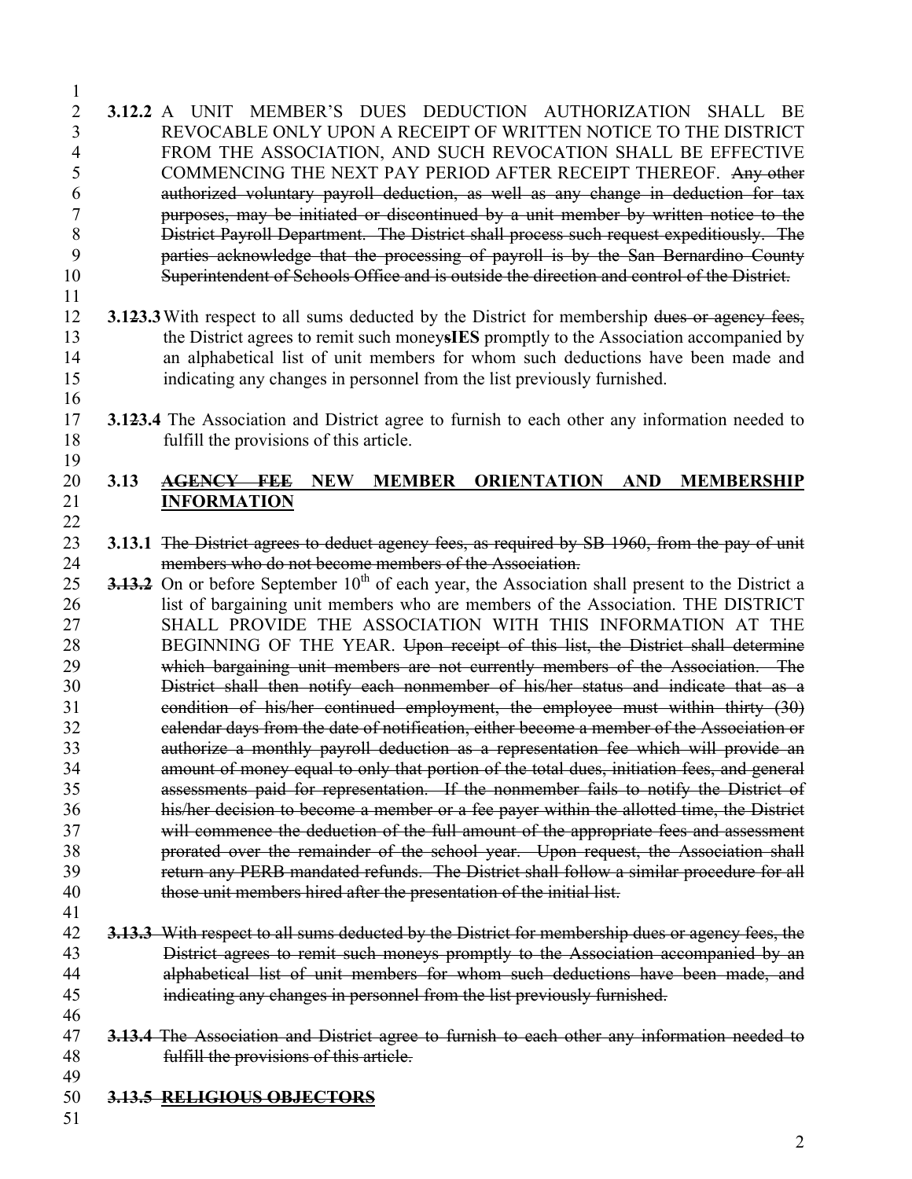**3.12.2** A UNIT MEMBER'S DUES DEDUCTION AUTHORIZATION SHALL BE REVOCABLE ONLY UPON A RECEIPT OF WRITTEN NOTICE TO THE DISTRICT FROM THE ASSOCIATION, AND SUCH REVOCATION SHALL BE EFFECTIVE COMMENCING THE NEXT PAY PERIOD AFTER RECEIPT THEREOF. ~~Any other authorized voluntary payroll deduction, as well as any change in deduction for tax purposes, may be initiated or discontinued by a unit member by written notice to the District Payroll Department. The District shall process such request expeditiously. The parties acknowledge that the processing of payroll is by the San Bernardino County Superintendent of Schools Office and is outside the direction and control of the District.~~

**3.1~~2~~3.3** With respect to all sums deducted by the District for membership ~~dues or agency fees,~~ the District agrees to remit such money**sIES** promptly to the Association accompanied by an alphabetical list of unit members for whom such deductions have been made and indicating any changes in personnel from the list previously furnished.

**3.1~~2~~3.4** The Association and District agree to furnish to each other any information needed to fulfill the provisions of this article.

## 3.13 ~~AGENCY FEE~~ NEW MEMBER ORIENTATION AND MEMBERSHIP INFORMATION

**3.13.1** ~~The District agrees to deduct agency fees, as required by SB 1960, from the pay of unit members who do not become members of the Association.~~

**~~3.13.2~~** On or before September 10th of each year, the Association shall present to the District a list of bargaining unit members who are members of the Association. THE DISTRICT SHALL PROVIDE THE ASSOCIATION WITH THIS INFORMATION AT THE BEGINNING OF THE YEAR. ~~Upon receipt of this list, the District shall determine which bargaining unit members are not currently members of the Association. The District shall then notify each nonmember of his/her status and indicate that as a condition of his/her continued employment, the employee must within thirty (30) calendar days from the date of notification, either become a member of the Association or authorize a monthly payroll deduction as a representation fee which will provide an amount of money equal to only that portion of the total dues, initiation fees, and general assessments paid for representation. If the nonmember fails to notify the District of his/her decision to become a member or a fee payer within the allotted time, the District will commence the deduction of the full amount of the appropriate fees and assessment prorated over the remainder of the school year. Upon request, the Association shall return any PERB mandated refunds. The District shall follow a similar procedure for all those unit members hired after the presentation of the initial list.~~

~~**3.13.3** With respect to all sums deducted by the District for membership dues or agency fees, the District agrees to remit such moneys promptly to the Association accompanied by an alphabetical list of unit members for whom such deductions have been made, and indicating any changes in personnel from the list previously furnished.~~

~~**3.13.4** The Association and District agree to furnish to each other any information needed to fulfill the provisions of this article.~~

~~**3.13.5 RELIGIOUS OBJECTORS**~~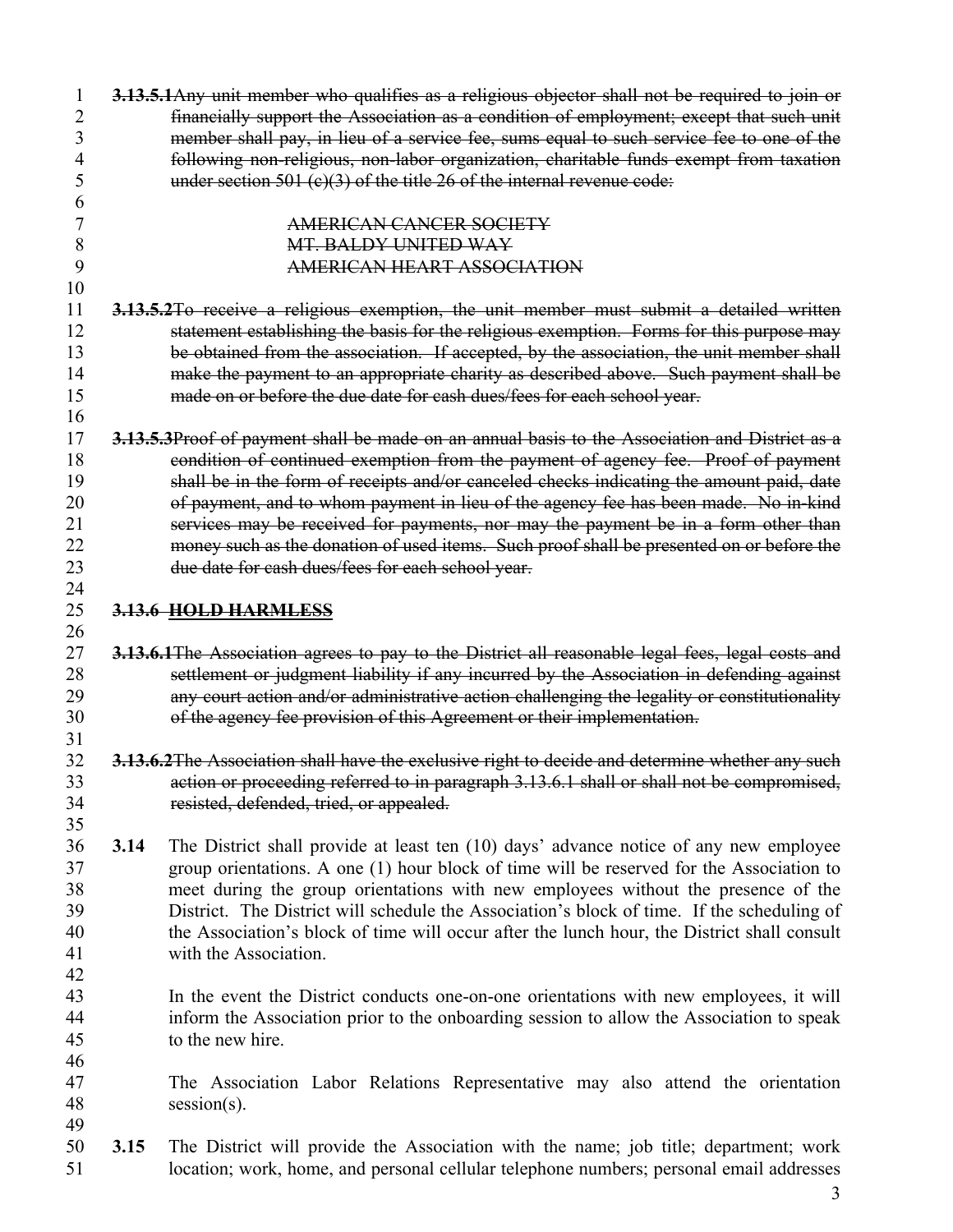~~**3.13.5.1** Any unit member who qualifies as a religious objector shall not be required to join or financially support the Association as a condition of employment; except that such unit member shall pay, in lieu of a service fee, sums equal to such service fee to one of the following non-religious, non-labor organization, charitable funds exempt from taxation under section 501 (c)(3) of the title 26 of the internal revenue code:~~

~~AMERICAN CANCER SOCIETY~~
~~MT. BALDY UNITED WAY~~
~~AMERICAN HEART ASSOCIATION~~

~~**3.13.5.2** To receive a religious exemption, the unit member must submit a detailed written statement establishing the basis for the religious exemption. Forms for this purpose may be obtained from the association. If accepted, by the association, the unit member shall make the payment to an appropriate charity as described above. Such payment shall be made on or before the due date for cash dues/fees for each school year.~~

~~**3.13.5.3** Proof of payment shall be made on an annual basis to the Association and District as a condition of continued exemption from the payment of agency fee. Proof of payment shall be in the form of receipts and/or canceled checks indicating the amount paid, date of payment, and to whom payment in lieu of the agency fee has been made. No in-kind services may be received for payments, nor may the payment be in a form other than money such as the donation of used items. Such proof shall be presented on or before the due date for cash dues/fees for each school year.~~

~~**3.13.6 HOLD HARMLESS**~~

~~**3.13.6.1** The Association agrees to pay to the District all reasonable legal fees, legal costs and settlement or judgment liability if any incurred by the Association in defending against any court action and/or administrative action challenging the legality or constitutionality of the agency fee provision of this Agreement or their implementation.~~

~~**3.13.6.2** The Association shall have the exclusive right to decide and determine whether any such action or proceeding referred to in paragraph 3.13.6.1 shall or shall not be compromised, resisted, defended, tried, or appealed.~~

**3.14** The District shall provide at least ten (10) days' advance notice of any new employee group orientations. A one (1) hour block of time will be reserved for the Association to meet during the group orientations with new employees without the presence of the District. The District will schedule the Association's block of time. If the scheduling of the Association's block of time will occur after the lunch hour, the District shall consult with the Association.

In the event the District conducts one-on-one orientations with new employees, it will inform the Association prior to the onboarding session to allow the Association to speak to the new hire.

The Association Labor Relations Representative may also attend the orientation session(s).

**3.15** The District will provide the Association with the name; job title; department; work location; work, home, and personal cellular telephone numbers; personal email addresses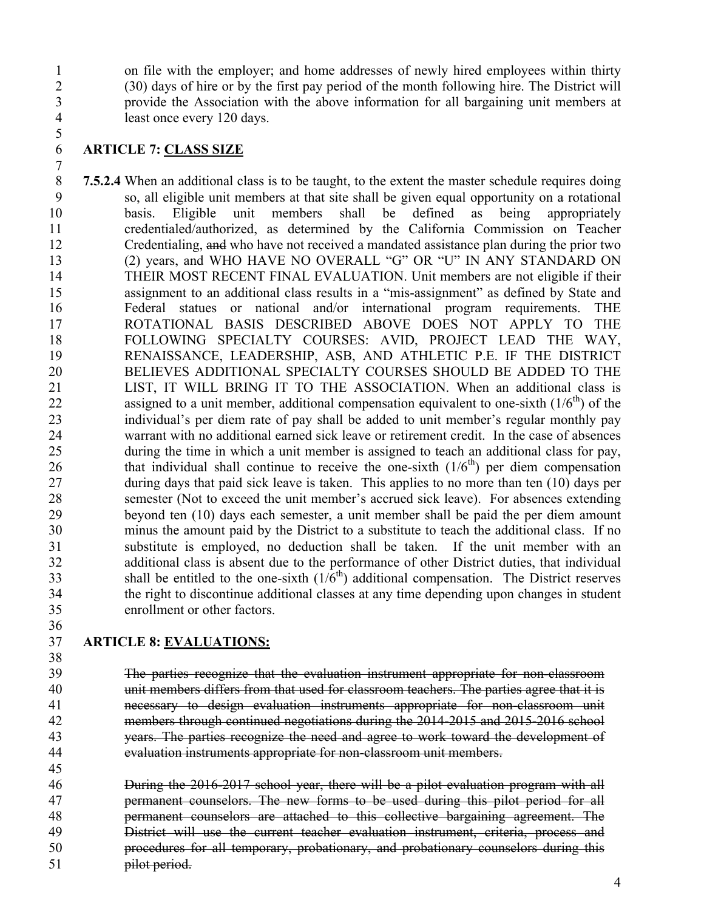on file with the employer; and home addresses of newly hired employees within thirty (30) days of hire or by the first pay period of the month following hire. The District will provide the Association with the above information for all bargaining unit members at least once every 120 days.

## ARTICLE 7: <u>CLASS SIZE</u>

**7.5.2.4** When an additional class is to be taught, to the extent the master schedule requires doing so, all eligible unit members at that site shall be given equal opportunity on a rotational basis. Eligible unit members shall be defined as being appropriately credentialed/authorized, as determined by the California Commission on Teacher Credentialing, ~~and~~ who have not received a mandated assistance plan during the prior two (2) years, and WHO HAVE NO OVERALL "G" OR "U" IN ANY STANDARD ON THEIR MOST RECENT FINAL EVALUATION. Unit members are not eligible if their assignment to an additional class results in a "mis-assignment" as defined by State and Federal statues or national and/or international program requirements. THE ROTATIONAL BASIS DESCRIBED ABOVE DOES NOT APPLY TO THE FOLLOWING SPECIALTY COURSES: AVID, PROJECT LEAD THE WAY, RENAISSANCE, LEADERSHIP, ASB, AND ATHLETIC P.E. IF THE DISTRICT BELIEVES ADDITIONAL SPECIALTY COURSES SHOULD BE ADDED TO THE LIST, IT WILL BRING IT TO THE ASSOCIATION. When an additional class is assigned to a unit member, additional compensation equivalent to one-sixth ($1/6^{th}$) of the individual's per diem rate of pay shall be added to unit member's regular monthly pay warrant with no additional earned sick leave or retirement credit. In the case of absences during the time in which a unit member is assigned to teach an additional class for pay, that individual shall continue to receive the one-sixth ($1/6^{th}$) per diem compensation during days that paid sick leave is taken. This applies to no more than ten (10) days per semester (Not to exceed the unit member's accrued sick leave). For absences extending beyond ten (10) days each semester, a unit member shall be paid the per diem amount minus the amount paid by the District to a substitute to teach the additional class. If no substitute is employed, no deduction shall be taken. If the unit member with an additional class is absent due to the performance of other District duties, that individual shall be entitled to the one-sixth ($1/6^{th}$) additional compensation. The District reserves the right to discontinue additional classes at any time depending upon changes in student enrollment or other factors.

## ARTICLE 8: <u>EVALUATIONS:</u>

~~The parties recognize that the evaluation instrument appropriate for non-classroom unit members differs from that used for classroom teachers. The parties agree that it is necessary to design evaluation instruments appropriate for non-classroom unit members through continued negotiations during the 2014-2015 and 2015-2016 school years. The parties recognize the need and agree to work toward the development of evaluation instruments appropriate for non-classroom unit members.~~

~~During the 2016-2017 school year, there will be a pilot evaluation program with all permanent counselors. The new forms to be used during this pilot period for all permanent counselors are attached to this collective bargaining agreement. The District will use the current teacher evaluation instrument, criteria, process and procedures for all temporary, probationary, and probationary counselors during this pilot period.~~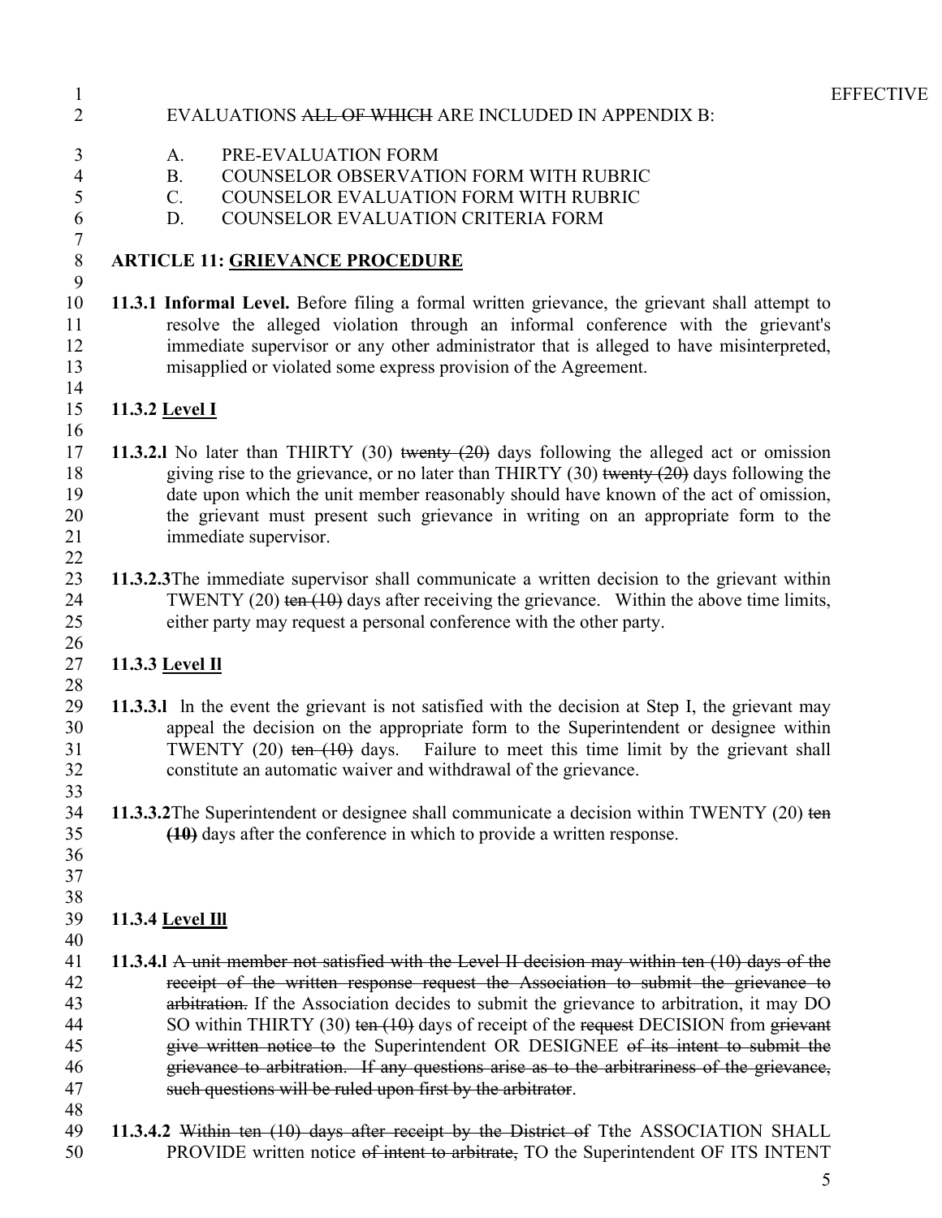EFFECTIVE

EVALUATIONS ~~ALL OF WHICH~~ ARE INCLUDED IN APPENDIX B:

A. PRE-EVALUATION FORM
B. COUNSELOR OBSERVATION FORM WITH RUBRIC
C. COUNSELOR EVALUATION FORM WITH RUBRIC
D. COUNSELOR EVALUATION CRITERIA FORM

## ARTICLE 11: <u>GRIEVANCE PROCEDURE</u>

**11.3.1 Informal Level.** Before filing a formal written grievance, the grievant shall attempt to resolve the alleged violation through an informal conference with the grievant's immediate supervisor or any other administrator that is alleged to have misinterpreted, misapplied or violated some express provision of the Agreement.

**11.3.2 <u>Level I</u>**

**11.3.2.l** No later than THIRTY (30) ~~twenty (20)~~ days following the alleged act or omission giving rise to the grievance, or no later than THIRTY (30) ~~twenty (20)~~ days following the date upon which the unit member reasonably should have known of the act of omission, the grievant must present such grievance in writing on an appropriate form to the immediate supervisor.

**11.3.2.3**The immediate supervisor shall communicate a written decision to the grievant within TWENTY (20) ~~ten (10)~~ days after receiving the grievance. Within the above time limits, either party may request a personal conference with the other party.

**11.3.3 <u>Level Il</u>**

**11.3.3.l** ln the event the grievant is not satisfied with the decision at Step I, the grievant may appeal the decision on the appropriate form to the Superintendent or designee within TWENTY (20) ~~ten (10)~~ days. Failure to meet this time limit by the grievant shall constitute an automatic waiver and withdrawal of the grievance.

**11.3.3.2**The Superintendent or designee shall communicate a decision within TWENTY (20) ~~ten (10)~~ days after the conference in which to provide a written response.

**11.3.4 <u>Level Ill</u>**

**11.3.4.l** ~~A unit member not satisfied with the Level II decision may within ten (10) days of the receipt of the written response request the Association to submit the grievance to arbitration.~~ If the Association decides to submit the grievance to arbitration, it may DO SO within THIRTY (30) ~~ten (10)~~ days of receipt of the ~~request~~ DECISION from ~~grievant give written notice to~~ the Superintendent OR DESIGNEE ~~of its intent to submit the grievance to arbitration. If any questions arise as to the arbitrariness of the grievance, such questions will be ruled upon first by the arbitrator~~.

**11.3.4.2** ~~Within ten (10) days after receipt by the District of T~~the ASSOCIATION SHALL PROVIDE written notice ~~of intent to arbitrate,~~ TO the Superintendent OF ITS INTENT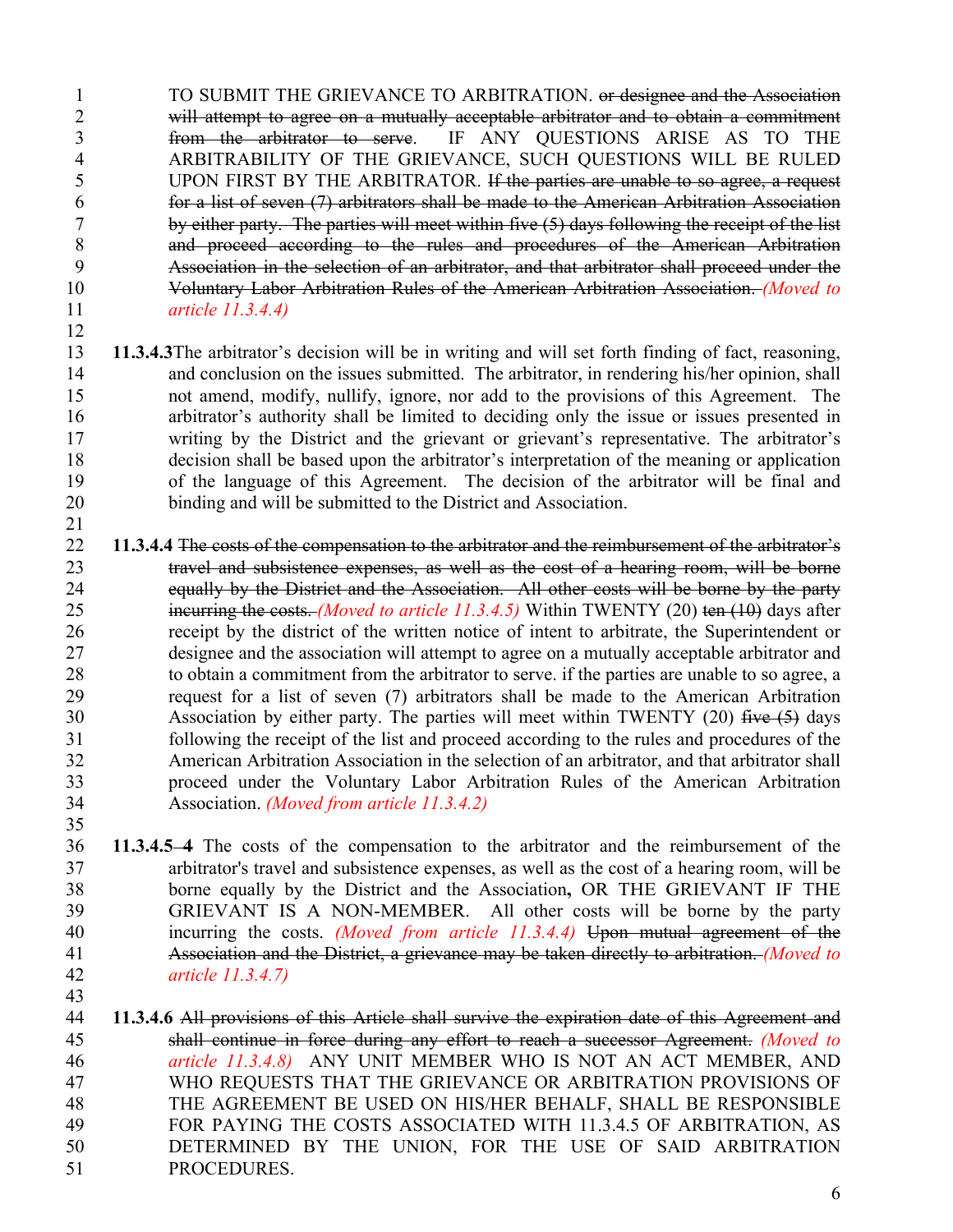TO SUBMIT THE GRIEVANCE TO ARBITRATION. ~~or designee and the Association will attempt to agree on a mutually acceptable arbitrator and to obtain a commitment from the arbitrator to serve~~. IF ANY QUESTIONS ARISE AS TO THE ARBITRABILITY OF THE GRIEVANCE, SUCH QUESTIONS WILL BE RULED UPON FIRST BY THE ARBITRATOR. ~~If the parties are unable to so agree, a request for a list of seven (7) arbitrators shall be made to the American Arbitration Association by either party. The parties will meet within five (5) days following the receipt of the list and proceed according to the rules and procedures of the American Arbitration Association in the selection of an arbitrator, and that arbitrator shall proceed under the Voluntary Labor Arbitration Rules of the American Arbitration Association.~~ *(Moved to article 11.3.4.4)*

**11.3.4.3** The arbitrator's decision will be in writing and will set forth finding of fact, reasoning, and conclusion on the issues submitted. The arbitrator, in rendering his/her opinion, shall not amend, modify, nullify, ignore, nor add to the provisions of this Agreement. The arbitrator's authority shall be limited to deciding only the issue or issues presented in writing by the District and the grievant or grievant's representative. The arbitrator's decision shall be based upon the arbitrator's interpretation of the meaning or application of the language of this Agreement. The decision of the arbitrator will be final and binding and will be submitted to the District and Association.

**11.3.4.4** ~~The costs of the compensation to the arbitrator and the reimbursement of the arbitrator's travel and subsistence expenses, as well as the cost of a hearing room, will be borne equally by the District and the Association. All other costs will be borne by the party incurring the costs.~~ *(Moved to article 11.3.4.5)* Within TWENTY (20) ~~ten (10)~~ days after receipt by the district of the written notice of intent to arbitrate, the Superintendent or designee and the association will attempt to agree on a mutually acceptable arbitrator and to obtain a commitment from the arbitrator to serve. if the parties are unable to so agree, a request for a list of seven (7) arbitrators shall be made to the American Arbitration Association by either party. The parties will meet within TWENTY (20) ~~five (5)~~ days following the receipt of the list and proceed according to the rules and procedures of the American Arbitration Association in the selection of an arbitrator, and that arbitrator shall proceed under the Voluntary Labor Arbitration Rules of the American Arbitration Association. *(Moved from article 11.3.4.2)*

**11.3.4.5** ~~4~~ The costs of the compensation to the arbitrator and the reimbursement of the arbitrator's travel and subsistence expenses, as well as the cost of a hearing room, will be borne equally by the District and the Association**,** OR THE GRIEVANT IF THE GRIEVANT IS A NON-MEMBER. All other costs will be borne by the party incurring the costs. *(Moved from article 11.3.4.4)* ~~Upon mutual agreement of the Association and the District, a grievance may be taken directly to arbitration.~~ *(Moved to article 11.3.4.7)*

**11.3.4.6** ~~All provisions of this Article shall survive the expiration date of this Agreement and shall continue in force during any effort to reach a successor Agreement.~~ *(Moved to article 11.3.4.8)* ANY UNIT MEMBER WHO IS NOT AN ACT MEMBER, AND WHO REQUESTS THAT THE GRIEVANCE OR ARBITRATION PROVISIONS OF THE AGREEMENT BE USED ON HIS/HER BEHALF, SHALL BE RESPONSIBLE FOR PAYING THE COSTS ASSOCIATED WITH 11.3.4.5 OF ARBITRATION, AS DETERMINED BY THE UNION, FOR THE USE OF SAID ARBITRATION PROCEDURES.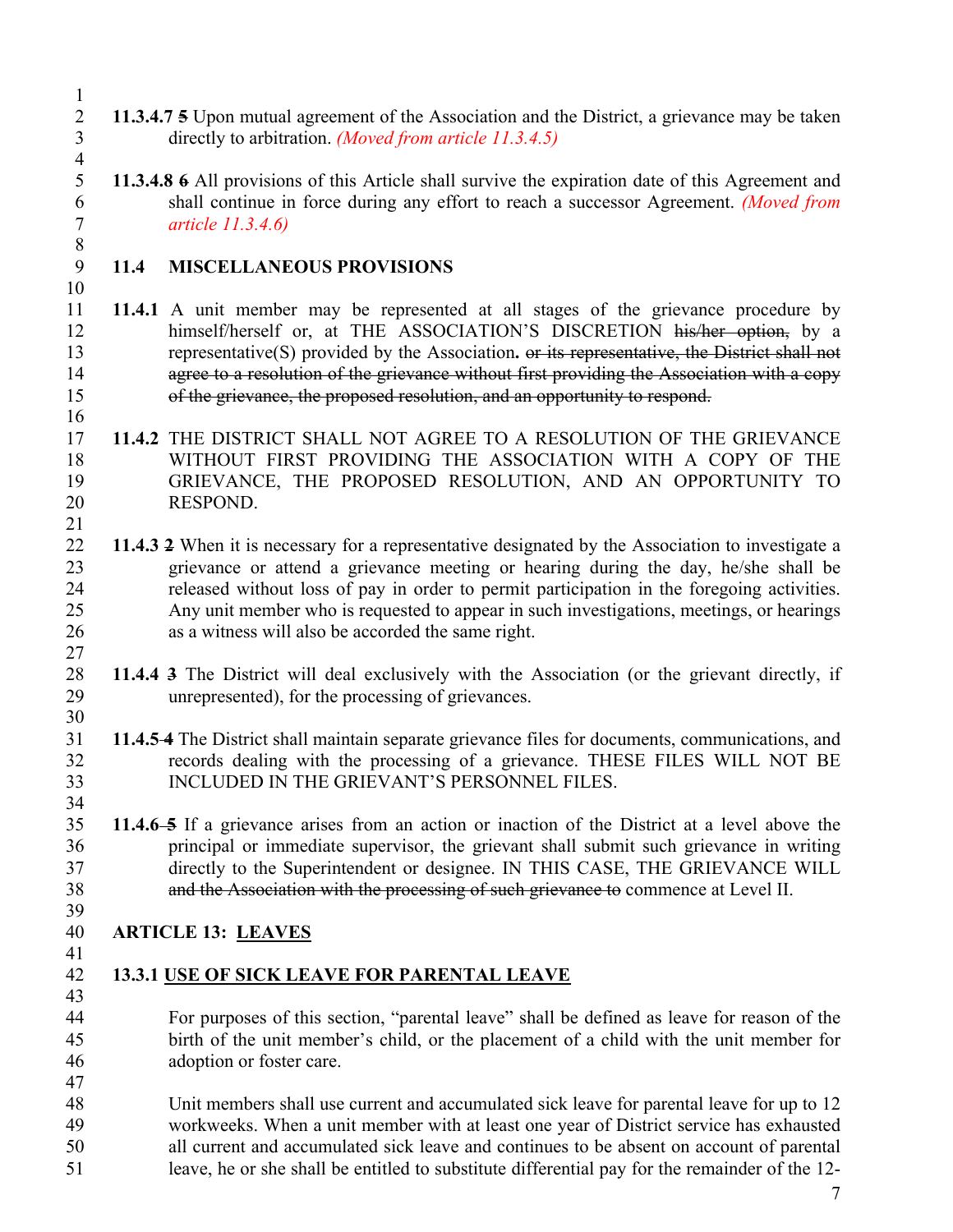**11.3.4.7** ~~5~~ Upon mutual agreement of the Association and the District, a grievance may be taken directly to arbitration. *(Moved from article 11.3.4.5)*

**11.3.4.8** ~~6~~ All provisions of this Article shall survive the expiration date of this Agreement and shall continue in force during any effort to reach a successor Agreement. *(Moved from article 11.3.4.6)*

**11.4 MISCELLANEOUS PROVISIONS**

**11.4.1** A unit member may be represented at all stages of the grievance procedure by himself/herself or, at THE ASSOCIATION'S DISCRETION ~~his/her option,~~ by a representative(S) provided by the Association**.** ~~or its representative, the District shall not agree to a resolution of the grievance without first providing the Association with a copy of the grievance, the proposed resolution, and an opportunity to respond.~~

**11.4.2** THE DISTRICT SHALL NOT AGREE TO A RESOLUTION OF THE GRIEVANCE WITHOUT FIRST PROVIDING THE ASSOCIATION WITH A COPY OF THE GRIEVANCE, THE PROPOSED RESOLUTION, AND AN OPPORTUNITY TO RESPOND.

**11.4.3** ~~2~~ When it is necessary for a representative designated by the Association to investigate a grievance or attend a grievance meeting or hearing during the day, he/she shall be released without loss of pay in order to permit participation in the foregoing activities. Any unit member who is requested to appear in such investigations, meetings, or hearings as a witness will also be accorded the same right.

**11.4.4** ~~3~~ The District will deal exclusively with the Association (or the grievant directly, if unrepresented), for the processing of grievances.

**11.4.5** ~~4~~ The District shall maintain separate grievance files for documents, communications, and records dealing with the processing of a grievance. THESE FILES WILL NOT BE INCLUDED IN THE GRIEVANT'S PERSONNEL FILES.

**11.4.6** ~~5~~ If a grievance arises from an action or inaction of the District at a level above the principal or immediate supervisor, the grievant shall submit such grievance in writing directly to the Superintendent or designee. IN THIS CASE, THE GRIEVANCE WILL ~~and the Association with the processing of such grievance to~~ commence at Level II.

**ARTICLE 13: LEAVES**

**13.3.1 USE OF SICK LEAVE FOR PARENTAL LEAVE**

For purposes of this section, "parental leave" shall be defined as leave for reason of the birth of the unit member's child, or the placement of a child with the unit member for adoption or foster care.

Unit members shall use current and accumulated sick leave for parental leave for up to 12 workweeks. When a unit member with at least one year of District service has exhausted all current and accumulated sick leave and continues to be absent on account of parental leave, he or she shall be entitled to substitute differential pay for the remainder of the 12-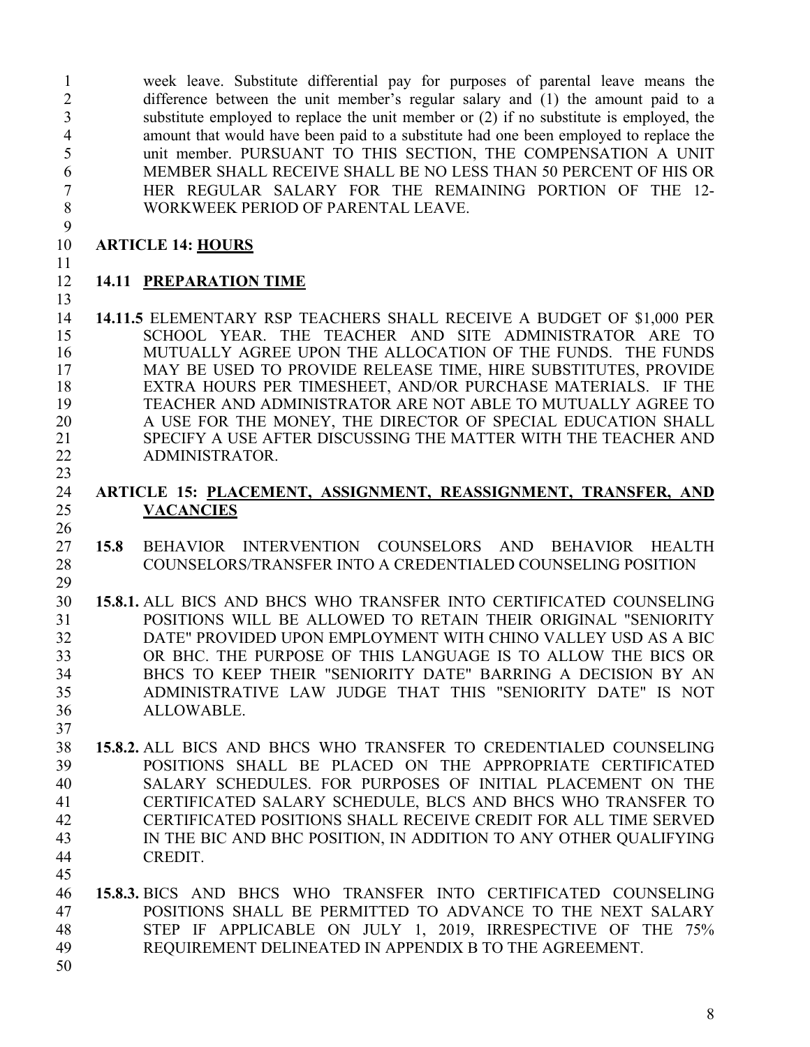week leave. Substitute differential pay for purposes of parental leave means the difference between the unit member's regular salary and (1) the amount paid to a substitute employed to replace the unit member or (2) if no substitute is employed, the amount that would have been paid to a substitute had one been employed to replace the unit member. PURSUANT TO THIS SECTION, THE COMPENSATION A UNIT MEMBER SHALL RECEIVE SHALL BE NO LESS THAN 50 PERCENT OF HIS OR HER REGULAR SALARY FOR THE REMAINING PORTION OF THE 12-WORKWEEK PERIOD OF PARENTAL LEAVE.

## ARTICLE 14: HOURS

### 14.11 PREPARATION TIME

**14.11.5** ELEMENTARY RSP TEACHERS SHALL RECEIVE A BUDGET OF $1,000 PER SCHOOL YEAR. THE TEACHER AND SITE ADMINISTRATOR ARE TO MUTUALLY AGREE UPON THE ALLOCATION OF THE FUNDS. THE FUNDS MAY BE USED TO PROVIDE RELEASE TIME, HIRE SUBSTITUTES, PROVIDE EXTRA HOURS PER TIMESHEET, AND/OR PURCHASE MATERIALS. IF THE TEACHER AND ADMINISTRATOR ARE NOT ABLE TO MUTUALLY AGREE TO A USE FOR THE MONEY, THE DIRECTOR OF SPECIAL EDUCATION SHALL SPECIFY A USE AFTER DISCUSSING THE MATTER WITH THE TEACHER AND ADMINISTRATOR.

## ARTICLE 15: PLACEMENT, ASSIGNMENT, REASSIGNMENT, TRANSFER, AND VACANCIES

**15.8** BEHAVIOR INTERVENTION COUNSELORS AND BEHAVIOR HEALTH COUNSELORS/TRANSFER INTO A CREDENTIALED COUNSELING POSITION

**15.8.1.** ALL BICS AND BHCS WHO TRANSFER INTO CERTIFICATED COUNSELING POSITIONS WILL BE ALLOWED TO RETAIN THEIR ORIGINAL "SENIORITY DATE" PROVIDED UPON EMPLOYMENT WITH CHINO VALLEY USD AS A BIC OR BHC. THE PURPOSE OF THIS LANGUAGE IS TO ALLOW THE BICS OR BHCS TO KEEP THEIR "SENIORITY DATE" BARRING A DECISION BY AN ADMINISTRATIVE LAW JUDGE THAT THIS "SENIORITY DATE" IS NOT ALLOWABLE.

**15.8.2.** ALL BICS AND BHCS WHO TRANSFER TO CREDENTIALED COUNSELING POSITIONS SHALL BE PLACED ON THE APPROPRIATE CERTIFICATED SALARY SCHEDULES. FOR PURPOSES OF INITIAL PLACEMENT ON THE CERTIFICATED SALARY SCHEDULE, BLCS AND BHCS WHO TRANSFER TO CERTIFICATED POSITIONS SHALL RECEIVE CREDIT FOR ALL TIME SERVED IN THE BIC AND BHC POSITION, IN ADDITION TO ANY OTHER QUALIFYING CREDIT.

**15.8.3.** BICS AND BHCS WHO TRANSFER INTO CERTIFICATED COUNSELING POSITIONS SHALL BE PERMITTED TO ADVANCE TO THE NEXT SALARY STEP IF APPLICABLE ON JULY 1, 2019, IRRESPECTIVE OF THE 75% REQUIREMENT DELINEATED IN APPENDIX B TO THE AGREEMENT.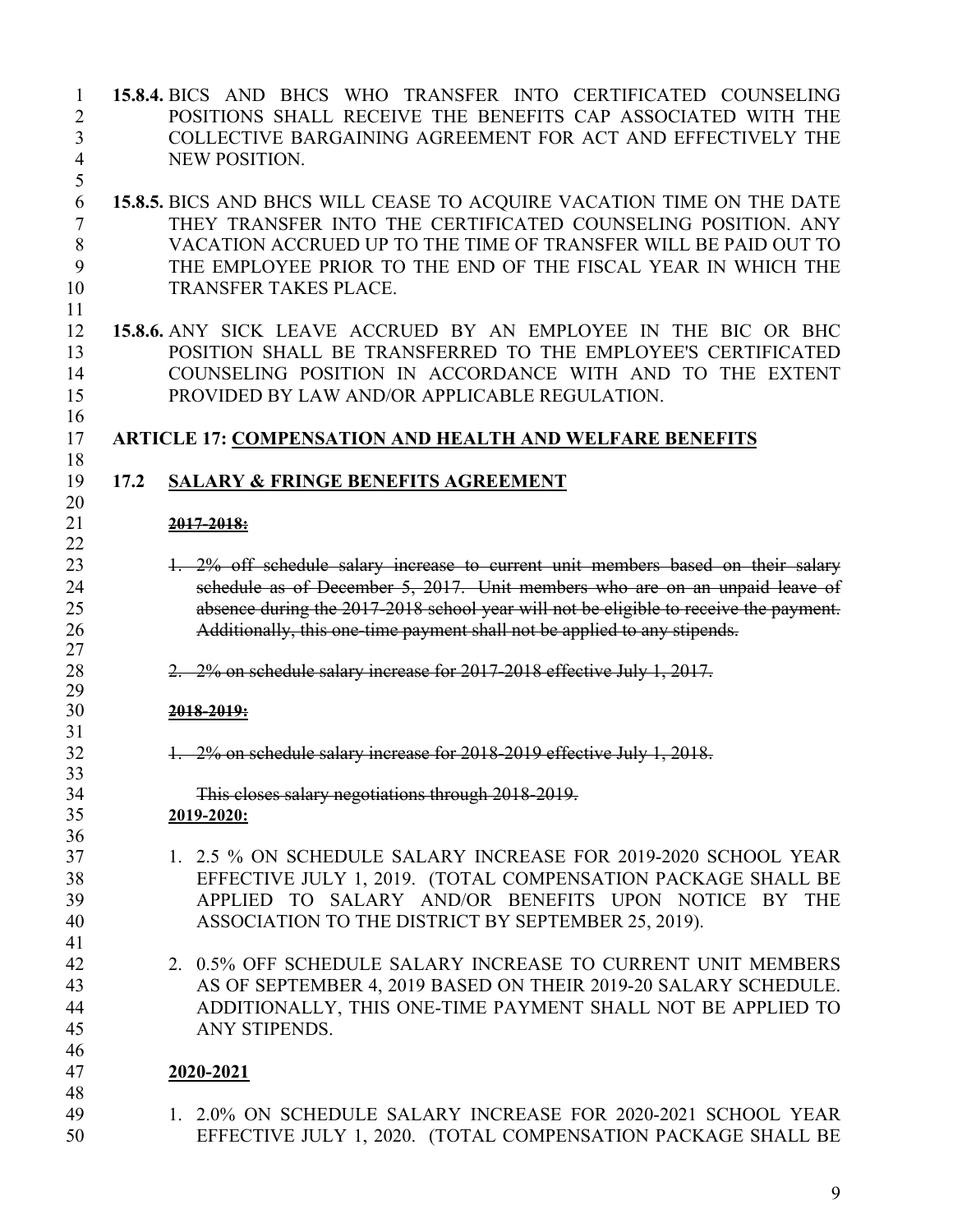**15.8.4.** BICS AND BHCS WHO TRANSFER INTO CERTIFICATED COUNSELING POSITIONS SHALL RECEIVE THE BENEFITS CAP ASSOCIATED WITH THE COLLECTIVE BARGAINING AGREEMENT FOR ACT AND EFFECTIVELY THE NEW POSITION.

**15.8.5.** BICS AND BHCS WILL CEASE TO ACQUIRE VACATION TIME ON THE DATE THEY TRANSFER INTO THE CERTIFICATED COUNSELING POSITION. ANY VACATION ACCRUED UP TO THE TIME OF TRANSFER WILL BE PAID OUT TO THE EMPLOYEE PRIOR TO THE END OF THE FISCAL YEAR IN WHICH THE TRANSFER TAKES PLACE.

**15.8.6.** ANY SICK LEAVE ACCRUED BY AN EMPLOYEE IN THE BIC OR BHC POSITION SHALL BE TRANSFERRED TO THE EMPLOYEE'S CERTIFICATED COUNSELING POSITION IN ACCORDANCE WITH AND TO THE EXTENT PROVIDED BY LAW AND/OR APPLICABLE REGULATION.

## ARTICLE 17: COMPENSATION AND HEALTH AND WELFARE BENEFITS

### 17.2 SALARY & FRINGE BENEFITS AGREEMENT

~~**2017-2018:**~~

1. ~~2% off schedule salary increase to current unit members based on their salary schedule as of December 5, 2017. Unit members who are on an unpaid leave of absence during the 2017-2018 school year will not be eligible to receive the payment. Additionally, this one-time payment shall not be applied to any stipends.~~

2. ~~2% on schedule salary increase for 2017-2018 effective July 1, 2017.~~

~~**2018-2019:**~~

1. ~~2% on schedule salary increase for 2018-2019 effective July 1, 2018.~~

~~This closes salary negotiations through 2018-2019.~~

**2019-2020:**

1. 2.5 % ON SCHEDULE SALARY INCREASE FOR 2019-2020 SCHOOL YEAR EFFECTIVE JULY 1, 2019. (TOTAL COMPENSATION PACKAGE SHALL BE APPLIED TO SALARY AND/OR BENEFITS UPON NOTICE BY THE ASSOCIATION TO THE DISTRICT BY SEPTEMBER 25, 2019).

2. 0.5% OFF SCHEDULE SALARY INCREASE TO CURRENT UNIT MEMBERS AS OF SEPTEMBER 4, 2019 BASED ON THEIR 2019-20 SALARY SCHEDULE. ADDITIONALLY, THIS ONE-TIME PAYMENT SHALL NOT BE APPLIED TO ANY STIPENDS.

**2020-2021**

1. 2.0% ON SCHEDULE SALARY INCREASE FOR 2020-2021 SCHOOL YEAR EFFECTIVE JULY 1, 2020. (TOTAL COMPENSATION PACKAGE SHALL BE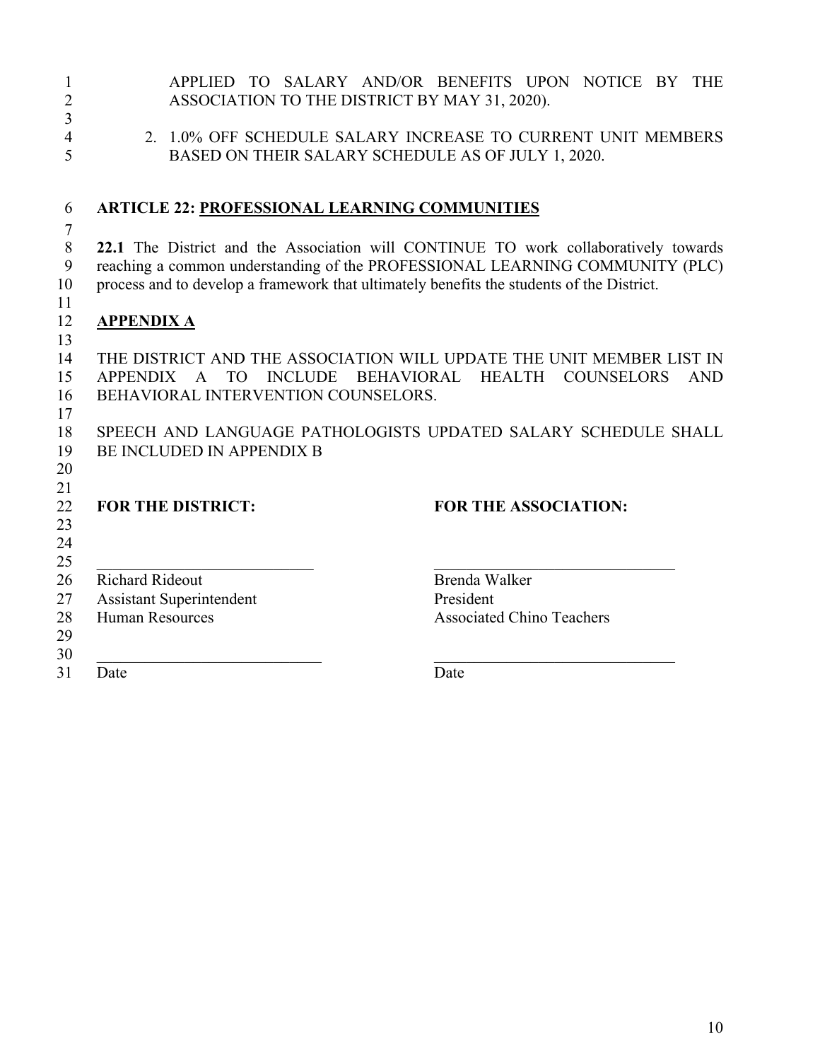APPLIED TO SALARY AND/OR BENEFITS UPON NOTICE BY THE ASSOCIATION TO THE DISTRICT BY MAY 31, 2020).

2. 1.0% OFF SCHEDULE SALARY INCREASE TO CURRENT UNIT MEMBERS BASED ON THEIR SALARY SCHEDULE AS OF JULY 1, 2020.

**ARTICLE 22: <u>PROFESSIONAL LEARNING COMMUNITIES</u>**

**22.1** The District and the Association will CONTINUE TO work collaboratively towards reaching a common understanding of the PROFESSIONAL LEARNING COMMUNITY (PLC) process and to develop a framework that ultimately benefits the students of the District.

**<u>APPENDIX A</u>**

THE DISTRICT AND THE ASSOCIATION WILL UPDATE THE UNIT MEMBER LIST IN APPENDIX A TO INCLUDE BEHAVIORAL HEALTH COUNSELORS AND BEHAVIORAL INTERVENTION COUNSELORS.

SPEECH AND LANGUAGE PATHOLOGISTS UPDATED SALARY SCHEDULE SHALL BE INCLUDED IN APPENDIX B

| **FOR THE DISTRICT:** | **FOR THE ASSOCIATION:** |
| --- | --- |
| \_\_\_\_\_\_\_\_\_\_\_\_\_\_\_\_\_\_\_\_\_\_\_\_\_\_\_ | \_\_\_\_\_\_\_\_\_\_\_\_\_\_\_\_\_\_\_\_\_\_\_\_\_\_\_\_\_\_ |
| Richard Rideout | Brenda Walker |
| Assistant Superintendent | President |
| Human Resources | Associated Chino Teachers |
| \_\_\_\_\_\_\_\_\_\_\_\_\_\_\_\_\_\_\_\_\_\_\_\_\_\_\_ | \_\_\_\_\_\_\_\_\_\_\_\_\_\_\_\_\_\_\_\_\_\_\_\_\_\_\_\_\_\_ |
| Date | Date |